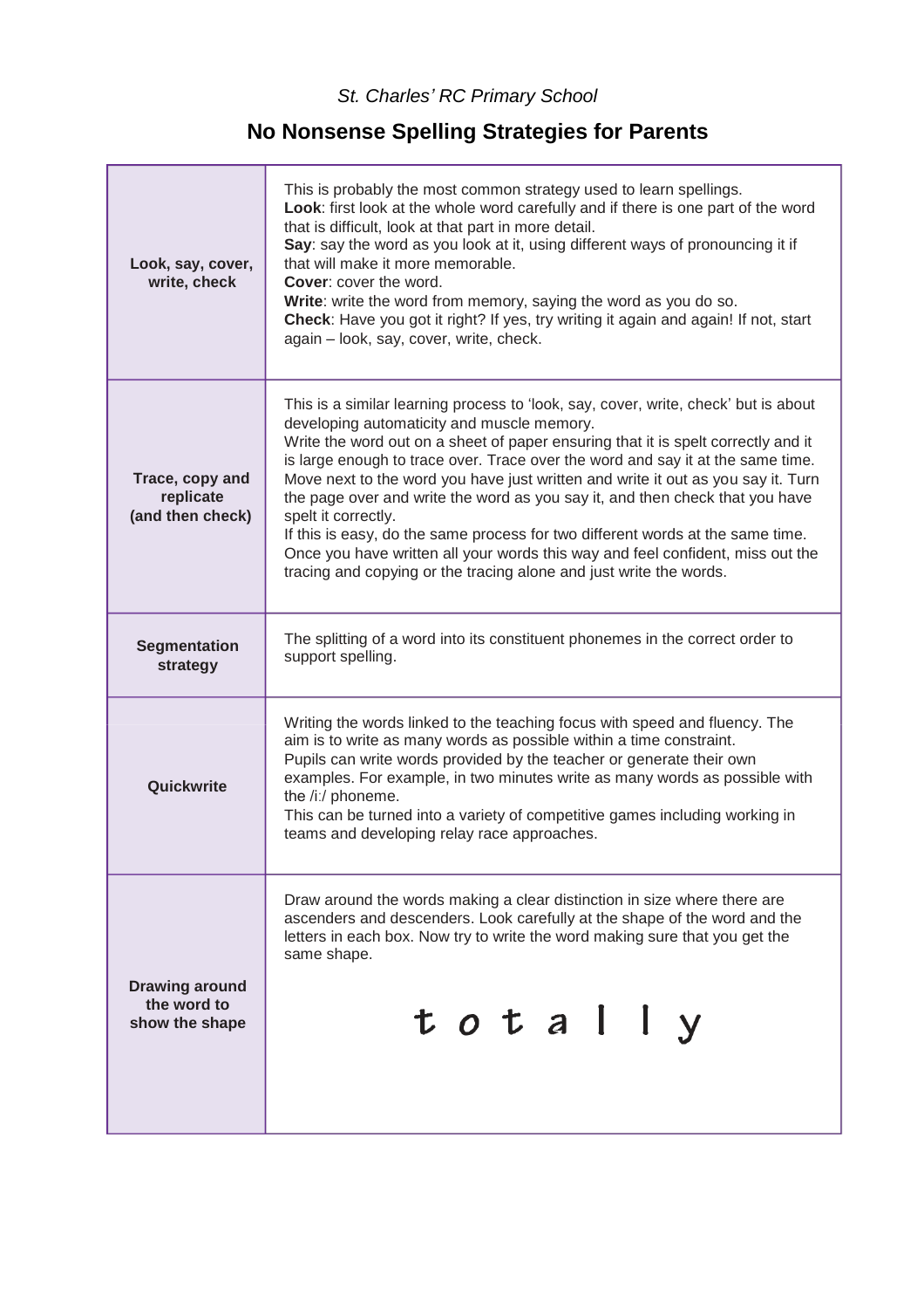*St. Charles' RC Primary School*

## No Nonsense Spelling Strategies for Parents

| | |
|---|---|
| **Look, say, cover, write, check** | This is probably the most common strategy used to learn spellings.<br>**Look**: first look at the whole word carefully and if there is one part of the word that is difficult, look at that part in more detail.<br>**Say**: say the word as you look at it, using different ways of pronouncing it if that will make it more memorable.<br>**Cover**: cover the word.<br>**Write**: write the word from memory, saying the word as you do so.<br>**Check**: Have you got it right? If yes, try writing it again and again! If not, start again – look, say, cover, write, check. |
| **Trace, copy and replicate (and then check)** | This is a similar learning process to 'look, say, cover, write, check' but is about developing automaticity and muscle memory.<br>Write the word out on a sheet of paper ensuring that it is spelt correctly and it is large enough to trace over. Trace over the word and say it at the same time. Move next to the word you have just written and write it out as you say it. Turn the page over and write the word as you say it, and then check that you have spelt it correctly.<br>If this is easy, do the same process for two different words at the same time. Once you have written all your words this way and feel confident, miss out the tracing and copying or the tracing alone and just write the words. |
| **Segmentation strategy** | The splitting of a word into its constituent phonemes in the correct order to support spelling. |
| **Quickwrite** | Writing the words linked to the teaching focus with speed and fluency. The aim is to write as many words as possible within a time constraint.<br>Pupils can write words provided by the teacher or generate their own examples. For example, in two minutes write as many words as possible with the /iː/ phoneme.<br>This can be turned into a variety of competitive games including working in teams and developing relay race approaches. |
| **Drawing around the word to show the shape** | Draw around the words making a clear distinction in size where there are ascenders and descenders. Look carefully at the shape of the word and the letters in each box. Now try to write the word making sure that you get the same shape.<br><br>t o t a l l y |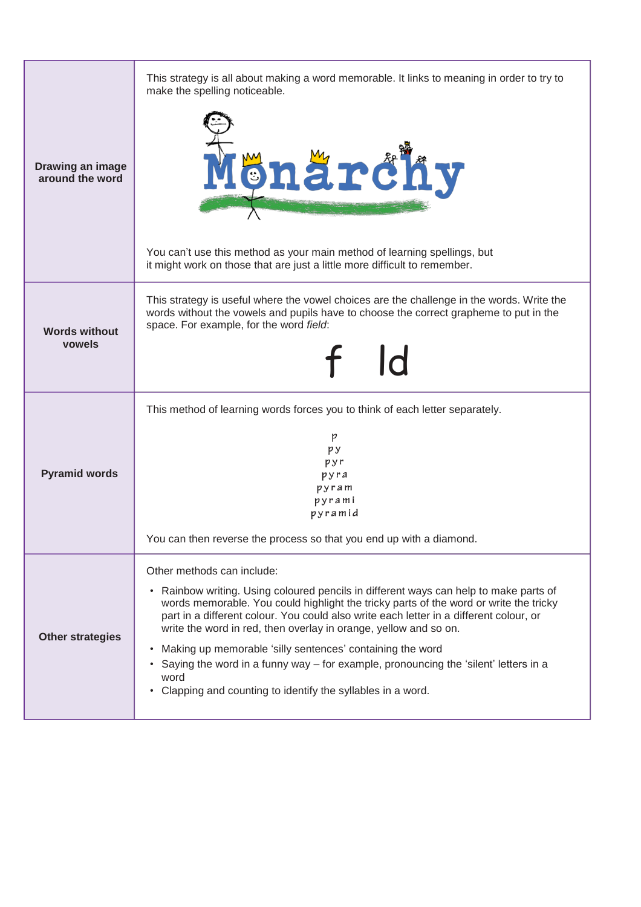| | |
|---|---|
| **Drawing an image around the word** | This strategy is all about making a word memorable. It links to meaning in order to try to make the spelling noticeable.<br><br>Monarchy<br><br>You can't use this method as your main method of learning spellings, but it might work on those that are just a little more difficult to remember. |
| **Words without vowels** | This strategy is useful where the vowel choices are the challenge in the words. Write the words without the vowels and pupils have to choose the correct grapheme to put in the space. For example, for the word *field*:<br><br>f   ld |
| **Pyramid words** | This method of learning words forces you to think of each letter separately.<br><br>p<br>py<br>pyr<br>pyra<br>pyram<br>pyrami<br>pyramid<br><br>You can then reverse the process so that you end up with a diamond. |
| **Other strategies** | Other methods can include:<br>• Rainbow writing. Using coloured pencils in different ways can help to make parts of words memorable. You could highlight the tricky parts of the word or write the tricky part in a different colour. You could also write each letter in a different colour, or write the word in red, then overlay in orange, yellow and so on.<br>• Making up memorable 'silly sentences' containing the word<br>• Saying the word in a funny way – for example, pronouncing the 'silent' letters in a word<br>• Clapping and counting to identify the syllables in a word. |